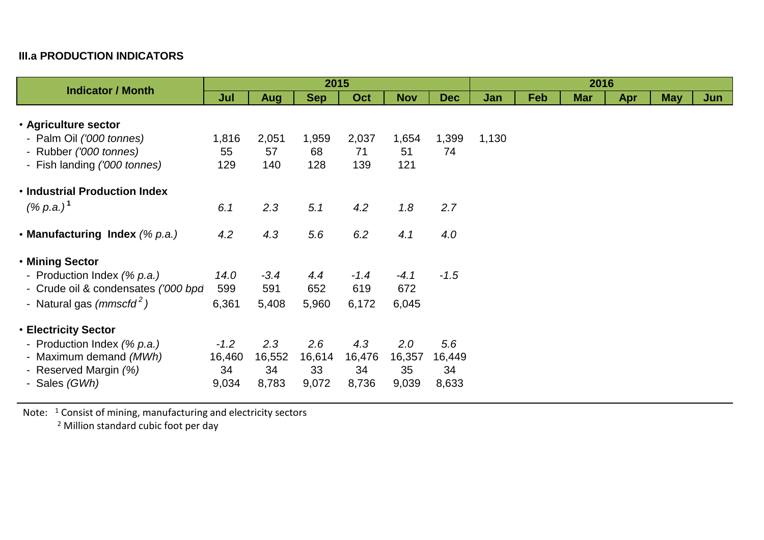### III.a PRODUCTION INDICATORS

| Indicator / Month | 2015 | | | | | | 2016 | | | | | |
|---|---|---|---|---|---|---|---|---|---|---|---|---|
| | Jul | Aug | Sep | Oct | Nov | Dec | Jan | Feb | Mar | Apr | May | Jun |
| • **Agriculture sector** | | | | | | | | | | | | |
| - Palm Oil *('000 tonnes)* | 1,816 | 2,051 | 1,959 | 2,037 | 1,654 | 1,399 | 1,130 | | | | | |
| - Rubber *('000 tonnes)* | 55 | 57 | 68 | 71 | 51 | 74 | | | | | | |
| - Fish landing *('000 tonnes)* | 129 | 140 | 128 | 139 | 121 | | | | | | | |
| • **Industrial Production Index** *(% p.a.)* [1] | *6.1* | *2.3* | *5.1* | *4.2* | *1.8* | *2.7* | | | | | | |
| • **Manufacturing Index** *(% p.a.)* | *4.2* | *4.3* | *5.6* | *6.2* | *4.1* | *4.0* | | | | | | |
| • **Mining Sector** | | | | | | | | | | | | |
| - Production Index *(% p.a.)* | *14.0* | *-3.4* | *4.4* | *-1.4* | *-4.1* | *-1.5* | | | | | | |
| - Crude oil & condensates *('000 bpd* | 599 | 591 | 652 | 619 | 672 | | | | | | | |
| - Natural gas *(mmscfd [2])* | 6,361 | 5,408 | 5,960 | 6,172 | 6,045 | | | | | | | |
| • **Electricity Sector** | | | | | | | | | | | | |
| - Production Index *(% p.a.)* | *-1.2* | *2.3* | *2.6* | *4.3* | *2.0* | *5.6* | | | | | | |
| - Maximum demand *(MWh)* | 16,460 | 16,552 | 16,614 | 16,476 | 16,357 | 16,449 | | | | | | |
| - Reserved Margin *(%)* | 34 | 34 | 33 | 34 | 35 | 34 | | | | | | |
| - Sales *(GWh)* | 9,034 | 8,783 | 9,072 | 8,736 | 9,039 | 8,633 | | | | | | |

Note: [1] Consist of mining, manufacturing and electricity sectors
[2] Million standard cubic foot per day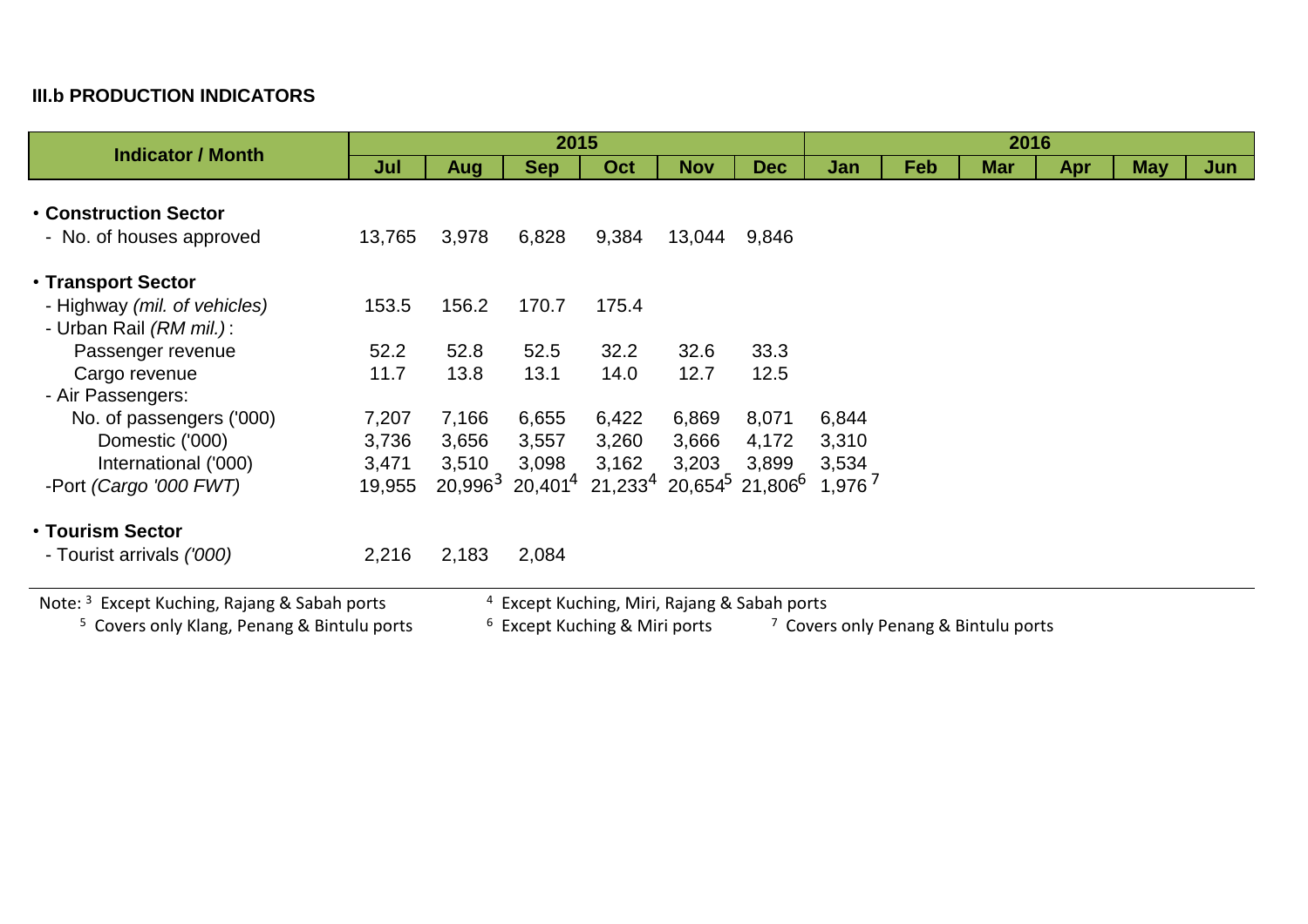### III.b PRODUCTION INDICATORS

| Indicator / Month | 2015 | | | | | | 2016 | | | | | |
|---|---|---|---|---|---|---|---|---|---|---|---|---|
| | Jul | Aug | Sep | Oct | Nov | Dec | Jan | Feb | Mar | Apr | May | Jun |
| • **Construction Sector** | | | | | | | | | | | | |
| - No. of houses approved | 13,765 | 3,978 | 6,828 | 9,384 | 13,044 | 9,846 | | | | | | |
| • **Transport Sector** | | | | | | | | | | | | |
| - Highway *(mil. of vehicles)* | 153.5 | 156.2 | 170.7 | 175.4 | | | | | | | | |
| - Urban Rail *(RM mil.)* : | | | | | | | | | | | | |
| Passenger revenue | 52.2 | 52.8 | 52.5 | 32.2 | 32.6 | 33.3 | | | | | | |
| Cargo revenue | 11.7 | 13.8 | 13.1 | 14.0 | 12.7 | 12.5 | | | | | | |
| - Air Passengers: | | | | | | | | | | | | |
| No. of passengers ('000) | 7,207 | 7,166 | 6,655 | 6,422 | 6,869 | 8,071 | 6,844 | | | | | |
| Domestic ('000) | 3,736 | 3,656 | 3,557 | 3,260 | 3,666 | 4,172 | 3,310 | | | | | |
| International ('000) | 3,471 | 3,510 | 3,098 | 3,162 | 3,203 | 3,899 | 3,534 | | | | | |
| -Port *(Cargo '000 FWT)* | 19,955 | 20,996[3] | 20,401[4] | 21,233[4] | 20,654[5] | 21,806[6] | 1,976[7] | | | | | |
| • **Tourism Sector** | | | | | | | | | | | | |
| - Tourist arrivals *('000)* | 2,216 | 2,183 | 2,084 | | | | | | | | | |

Note: [3] Except Kuching, Rajang & Sabah ports
[4] Except Kuching, Miri, Rajang & Sabah ports
[5] Covers only Klang, Penang & Bintulu ports
[6] Except Kuching & Miri ports
[7] Covers only Penang & Bintulu ports